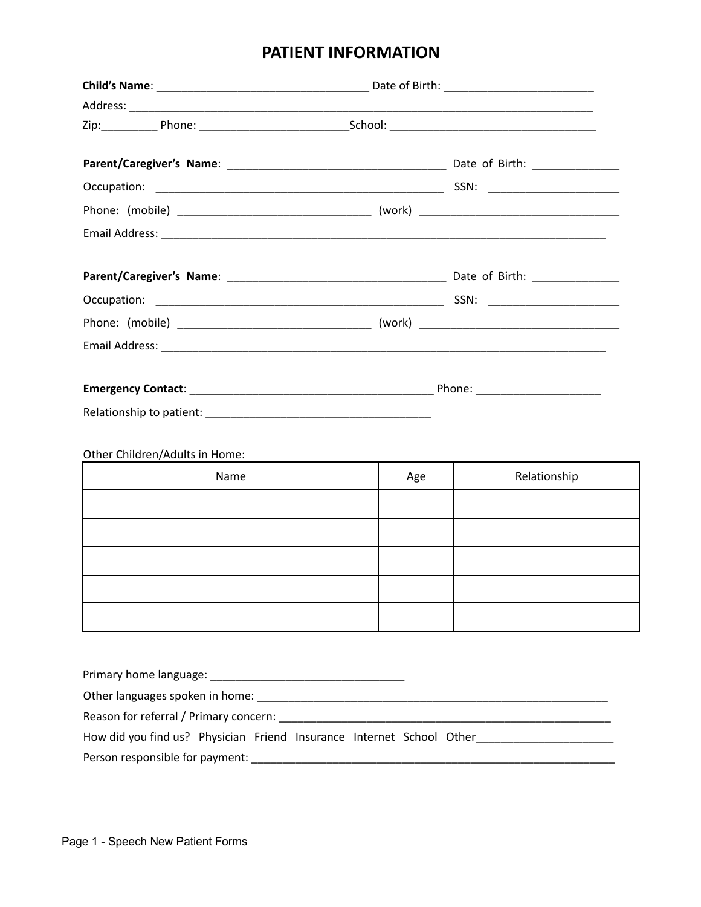# PATIENT INFORMATION

**Child's Name**: ___________________________________ Date of Birth: _________________________

Address: ________________________________________________________________________________

Zip:_________ Phone: _________________________School: ___________________________________

**Parent/Caregiver's Name**: ____________________________________ Date of Birth: ______________

Occupation: _________________________________________________ SSN: ______________________

Phone: (mobile) ________________________________ (work) __________________________________

Email Address: ____________________________________________________________________________

**Parent/Caregiver's Name**: ____________________________________ Date of Birth: ______________

Occupation: _________________________________________________ SSN: ______________________

Phone: (mobile) ________________________________ (work) __________________________________

Email Address: ____________________________________________________________________________

**Emergency Contact**: __________________________________________ Phone: ____________________

Relationship to patient: ______________________________________

Other Children/Adults in Home:

| Name | Age | Relationship |
|---|---|---|
| | | |
| | | |
| | | |
| | | |
| | | |

Primary home language: ________________________________

Other languages spoken in home: __________________________________________________________

Reason for referral / Primary concern: ______________________________________________________

How did you find us? Physician Friend Insurance Internet School Other______________________

Person responsible for payment: ____________________________________________________________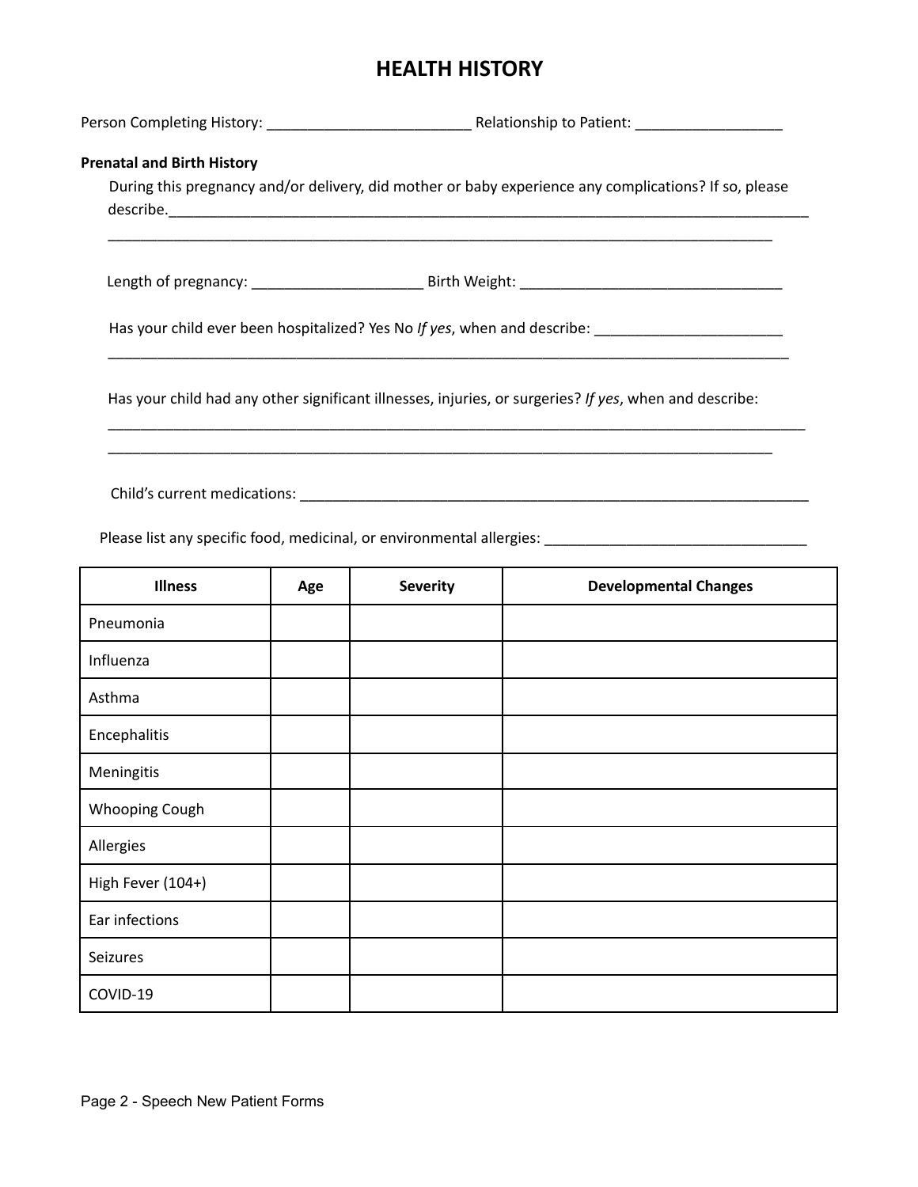# HEALTH HISTORY

Person Completing History: _________________________ Relationship to Patient: __________________

**Prenatal and Birth History**

During this pregnancy and/or delivery, did mother or baby experience any complications? If so, please describe.___________________________________________________________________________________

_____________________________________________________________________________________

Length of pregnancy: _____________________ Birth Weight: _________________________________

Has your child ever been hospitalized? Yes No *If yes*, when and describe: _______________________

_____________________________________________________________________________________

Has your child had any other significant illnesses, injuries, or surgeries? *If yes*, when and describe:

_____________________________________________________________________________________

_____________________________________________________________________________________

Child's current medications: _________________________________________________________________

Please list any specific food, medicinal, or environmental allergies: ________________________________

| Illness | Age | Severity | Developmental Changes |
|---|---|---|---|
| Pneumonia | | | |
| Influenza | | | |
| Asthma | | | |
| Encephalitis | | | |
| Meningitis | | | |
| Whooping Cough | | | |
| Allergies | | | |
| High Fever (104+) | | | |
| Ear infections | | | |
| Seizures | | | |
| COVID-19 | | | |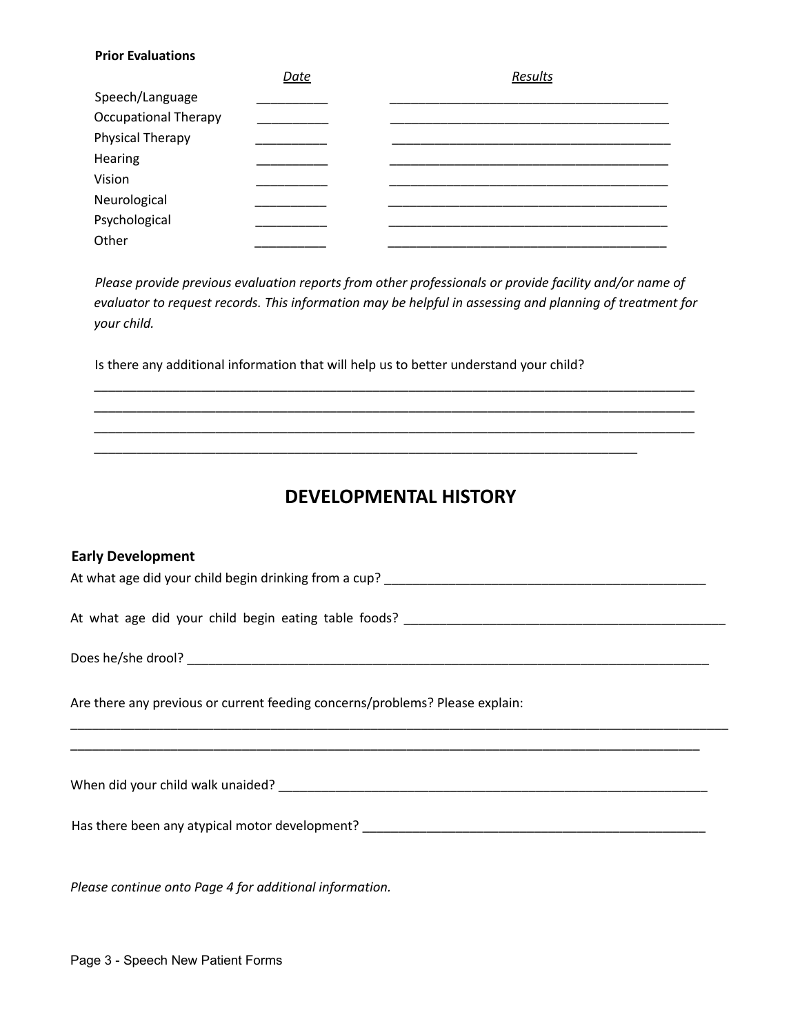**Prior Evaluations**

| | *Date* | *Results* |
|---|---|---|
| Speech/Language | __________ | ________________________________________ |
| Occupational Therapy | __________ | ________________________________________ |
| Physical Therapy | __________ | ________________________________________ |
| Hearing | __________ | ________________________________________ |
| Vision | __________ | ________________________________________ |
| Neurological | __________ | ________________________________________ |
| Psychological | __________ | ________________________________________ |
| Other | __________ | ________________________________________ |

*Please provide previous evaluation reports from other professionals or provide facility and/or name of evaluator to request records. This information may be helpful in assessing and planning of treatment for your child.*

Is there any additional information that will help us to better understand your child?

______________________________________________________________________________________

______________________________________________________________________________________

______________________________________________________________________________________

______________________________________________________________________________

## DEVELOPMENTAL HISTORY

**Early Development**

At what age did your child begin drinking from a cup? ______________________________________________

At what age did your child begin eating table foods? ______________________________________________

Does he/she drool? ___________________________________________________________________________

Are there any previous or current feeding concerns/problems? Please explain:

______________________________________________________________________________________________

__________________________________________________________________________________________

When did your child walk unaided? ______________________________________________________________

Has there been any atypical motor development? __________________________________________________

*Please continue onto Page 4 for additional information.*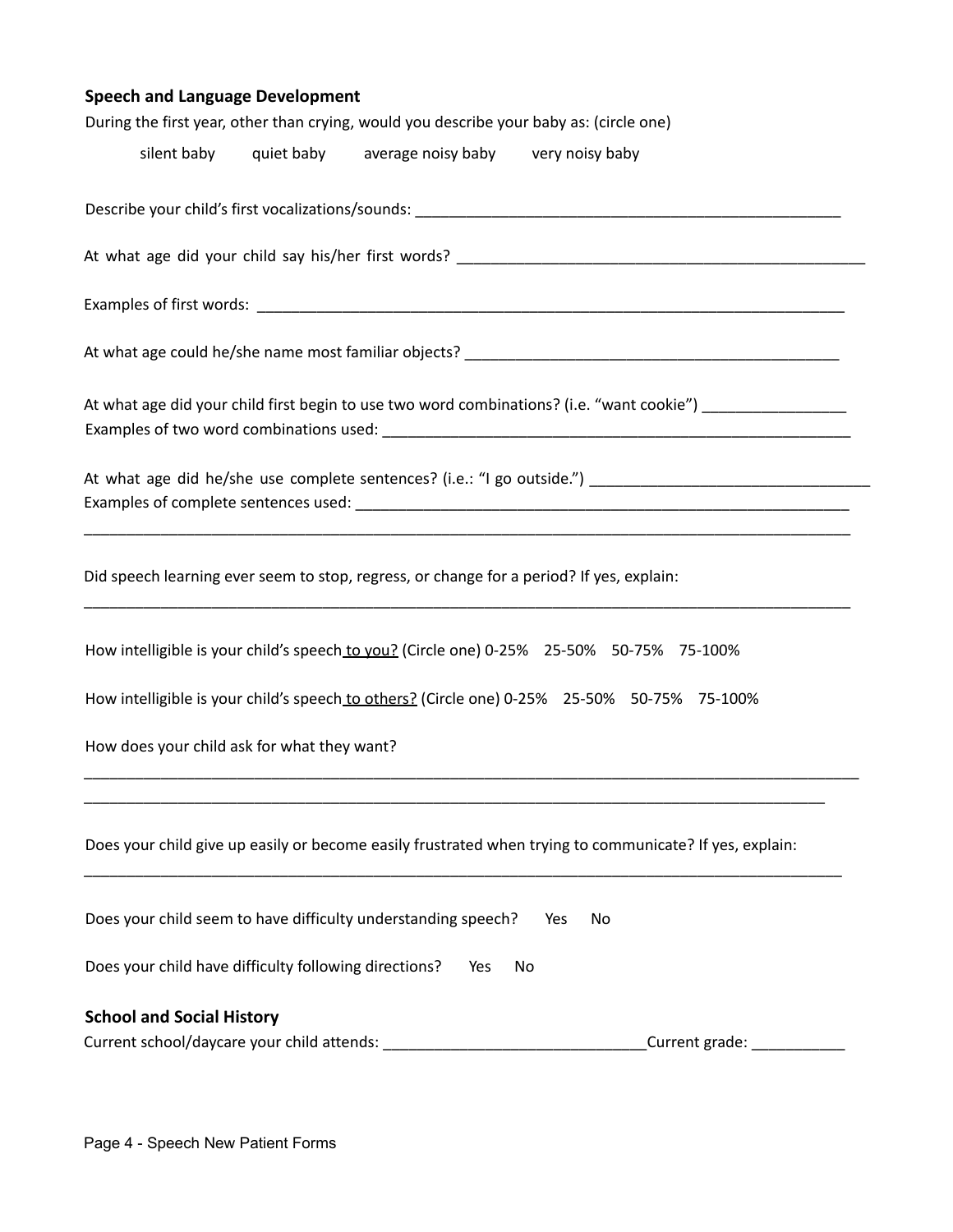### Speech and Language Development

During the first year, other than crying, would you describe your baby as: (circle one)

silent baby     quiet baby     average noisy baby     very noisy baby

Describe your child's first vocalizations/sounds: ____________________________________________________

At what age did your child say his/her first words? ____________________________________________________

Examples of first words: ____________________________________________________________________________

At what age could he/she name most familiar objects? _______________________________________________

At what age did your child first begin to use two word combinations? (i.e. "want cookie") _________________
Examples of two word combinations used: ____________________________________________________________

At what age did he/she use complete sentences? (i.e.: "I go outside.") _________________________________
Examples of complete sentences used: _______________________________________________________________
_____________________________________________________________________________________________

Did speech learning ever seem to stop, regress, or change for a period? If yes, explain:
_____________________________________________________________________________________________

How intelligible is your child's speech <u>to you?</u> (Circle one) 0-25%   25-50%   50-75%   75-100%

How intelligible is your child's speech <u>to others?</u> (Circle one) 0-25%   25-50%   50-75%   75-100%

How does your child ask for what they want?
_____________________________________________________________________________________________
_____________________________________________________________________________________________

Does your child give up easily or become easily frustrated when trying to communicate? If yes, explain:
_____________________________________________________________________________________________

Does your child seem to have difficulty understanding speech?   Yes   No

Does your child have difficulty following directions?   Yes   No

### School and Social History

Current school/daycare your child attends: _______________________________Current grade: ___________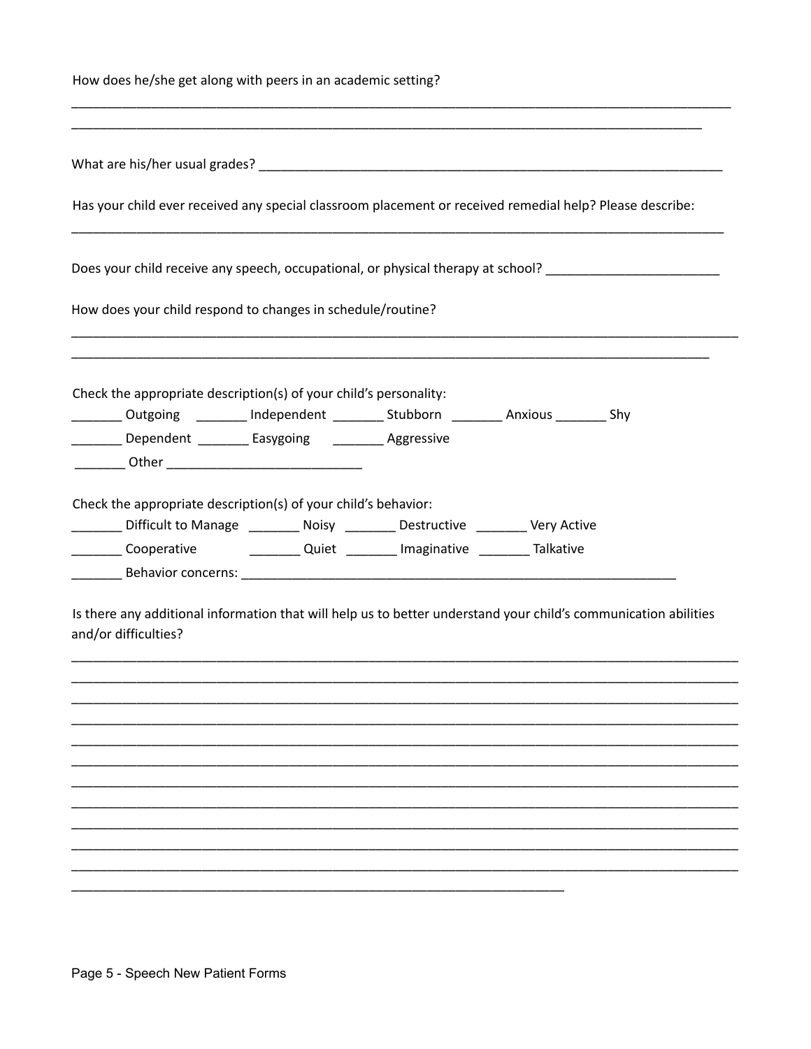How does he/she get along with peers in an academic setting?

_______________________________________________________________________________________________

_______________________________________________________________________________________________

What are his/her usual grades? ____________________________________________________________________

Has your child ever received any special classroom placement or received remedial help? Please describe:

_______________________________________________________________________________________________

Does your child receive any speech, occupational, or physical therapy at school? ________________________

How does your child respond to changes in schedule/routine?

_______________________________________________________________________________________________

_______________________________________________________________________________________________

Check the appropriate description(s) of your child's personality:

_______ Outgoing _______ Independent _______ Stubborn _______ Anxious _______ Shy

_______ Dependent _______ Easygoing _______ Aggressive

_______ Other ___________________________

Check the appropriate description(s) of your child's behavior:

_______ Difficult to Manage _______ Noisy _______ Destructive _______ Very Active

_______ Cooperative _______ Quiet _______ Imaginative _______ Talkative

_______ Behavior concerns: _______________________________________________________________

Is there any additional information that will help us to better understand your child's communication abilities and/or difficulties?

_______________________________________________________________________________________________

_______________________________________________________________________________________________

_______________________________________________________________________________________________

_______________________________________________________________________________________________

_______________________________________________________________________________________________

_______________________________________________________________________________________________

_______________________________________________________________________________________________

_______________________________________________________________________________________________

_______________________________________________________________________________________________

_______________________________________________________________________________________________

_______________________________________________________________________________________________

______________________________________________________________________